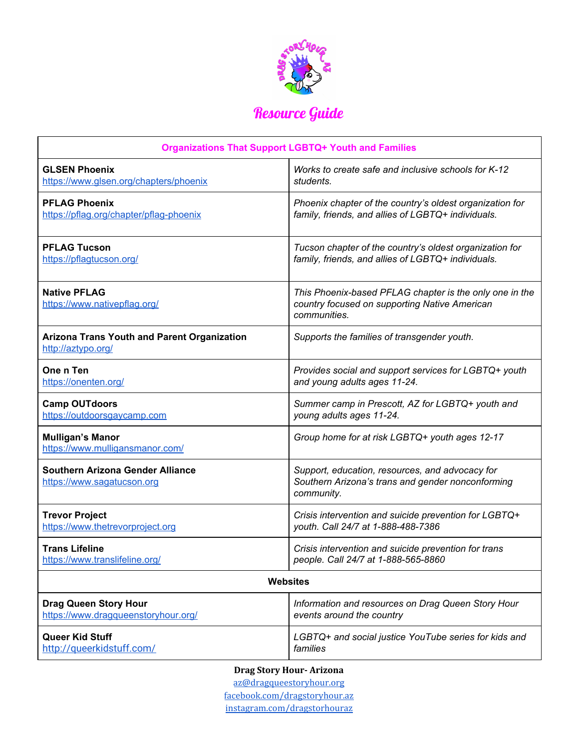# Resource Guide

| Organizations That Support LGBTQ+ Youth and Families | |
|---|---|
| **GLSEN Phoenix**<br>https://www.glsen.org/chapters/phoenix | *Works to create safe and inclusive schools for K-12 students.* |
| **PFLAG Phoenix**<br>https://pflag.org/chapter/pflag-phoenix | *Phoenix chapter of the country's oldest organization for family, friends, and allies of LGBTQ+ individuals.* |
| **PFLAG Tucson**<br>https://pflagtucson.org/ | *Tucson chapter of the country's oldest organization for family, friends, and allies of LGBTQ+ individuals.* |
| **Native PFLAG**<br>https://www.nativepflag.org/ | *This Phoenix-based PFLAG chapter is the only one in the country focused on supporting Native American communities.* |
| **Arizona Trans Youth and Parent Organization**<br>http://aztypo.org/ | *Supports the families of transgender youth.* |
| **One n Ten**<br>https://onenten.org/ | *Provides social and support services for LGBTQ+ youth and young adults ages 11-24.* |
| **Camp OUTdoors**<br>https://outdoorsgaycamp.com | *Summer camp in Prescott, AZ for LGBTQ+ youth and young adults ages 11-24.* |
| **Mulligan's Manor**<br>https://www.mulligansmanor.com/ | *Group home for at risk LGBTQ+ youth ages 12-17* |
| **Southern Arizona Gender Alliance**<br>https://www.sagatucson.org | *Support, education, resources, and advocacy for Southern Arizona's trans and gender nonconforming community.* |
| **Trevor Project**<br>https://www.thetrevorproject.org | *Crisis intervention and suicide prevention for LGBTQ+ youth. Call 24/7 at 1-888-488-7386* |
| **Trans Lifeline**<br>https://www.translifeline.org/ | *Crisis intervention and suicide prevention for trans people. Call 24/7 at 1-888-565-8860* |
| **Websites** | |
| **Drag Queen Story Hour**<br>https://www.dragqueenstoryhour.org/ | *Information and resources on Drag Queen Story Hour events around the country* |
| **Queer Kid Stuff**<br>http://queerkidstuff.com/ | *LGBTQ+ and social justice YouTube series for kids and families* |

**Drag Story Hour- Arizona**
az@dragqueestoryhour.org
facebook.com/dragstoryhour.az
instagram.com/dragstorhouraz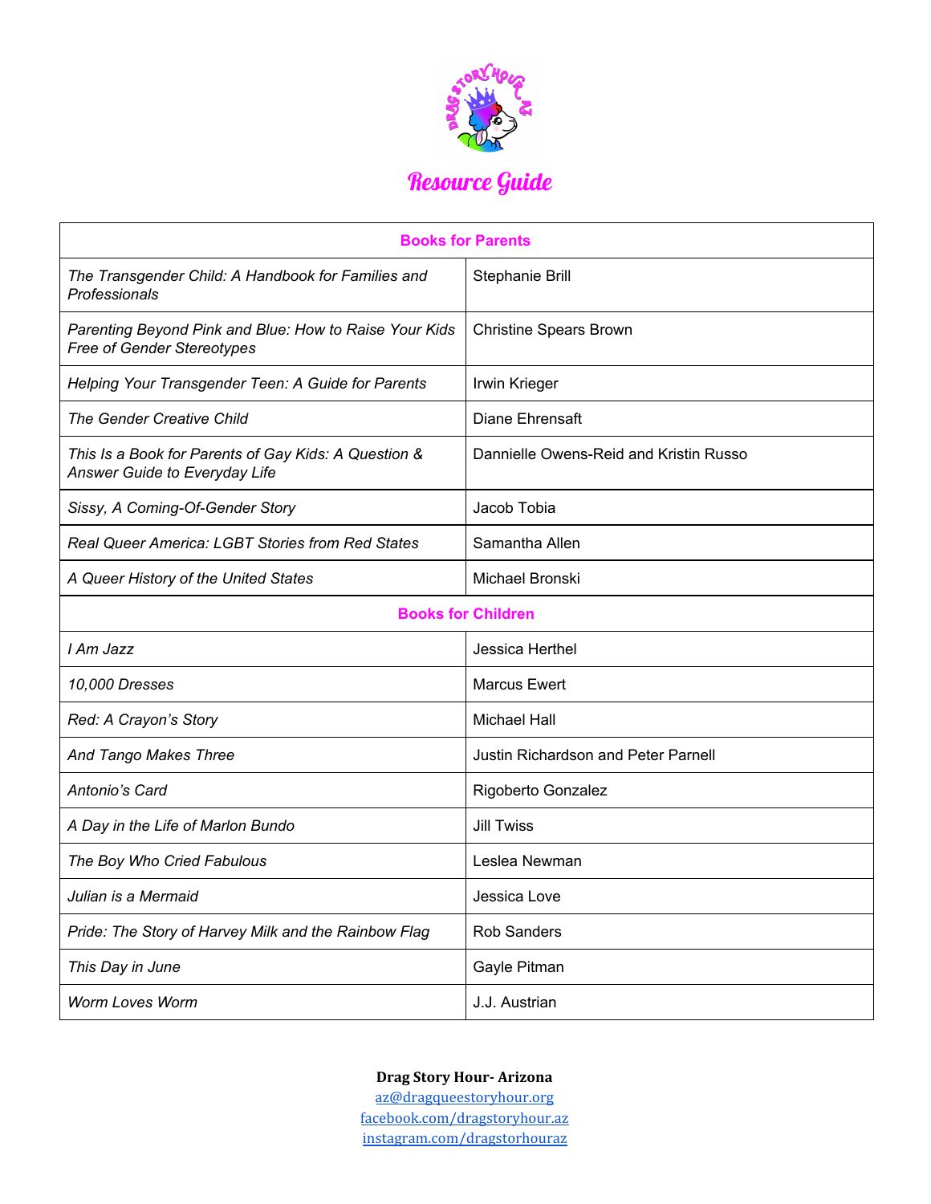# Resource Guide

| | |
|---|---|
| **Books for Parents** | |
| *The Transgender Child: A Handbook for Families and Professionals* | Stephanie Brill |
| *Parenting Beyond Pink and Blue: How to Raise Your Kids Free of Gender Stereotypes* | Christine Spears Brown |
| *Helping Your Transgender Teen: A Guide for Parents* | Irwin Krieger |
| *The Gender Creative Child* | Diane Ehrensaft |
| *This Is a Book for Parents of Gay Kids: A Question & Answer Guide to Everyday Life* | Dannielle Owens-Reid and Kristin Russo |
| *Sissy, A Coming-Of-Gender Story* | Jacob Tobia |
| *Real Queer America: LGBT Stories from Red States* | Samantha Allen |
| *A Queer History of the United States* | Michael Bronski |
| **Books for Children** | |
| *I Am Jazz* | Jessica Herthel |
| *10,000 Dresses* | Marcus Ewert |
| *Red: A Crayon's Story* | Michael Hall |
| *And Tango Makes Three* | Justin Richardson and Peter Parnell |
| *Antonio's Card* | Rigoberto Gonzalez |
| *A Day in the Life of Marlon Bundo* | Jill Twiss |
| *The Boy Who Cried Fabulous* | Leslea Newman |
| *Julian is a Mermaid* | Jessica Love |
| *Pride: The Story of Harvey Milk and the Rainbow Flag* | Rob Sanders |
| *This Day in June* | Gayle Pitman |
| *Worm Loves Worm* | J.J. Austrian |

**Drag Story Hour- Arizona**
az@dragqueenstoryhour.org
facebook.com/dragstoryhour.az
instagram.com/dragstorhouraz